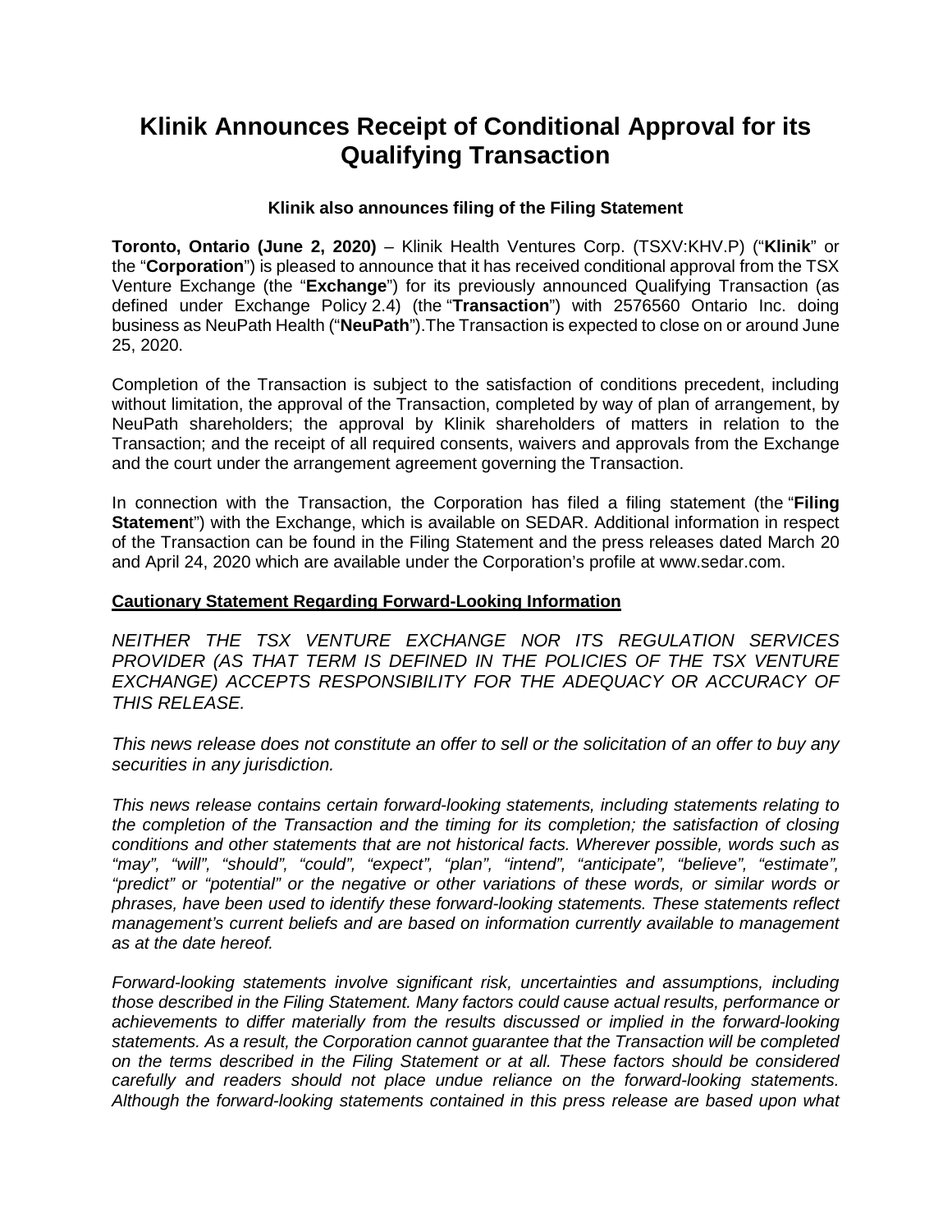# Klinik Announces Receipt of Conditional Approval for its Qualifying Transaction

**Klinik also announces filing of the Filing Statement**

**Toronto, Ontario (June 2, 2020)** – Klinik Health Ventures Corp. (TSXV:KHV.P) ("**Klinik**" or the "**Corporation**") is pleased to announce that it has received conditional approval from the TSX Venture Exchange (the "**Exchange**") for its previously announced Qualifying Transaction (as defined under Exchange Policy 2.4) (the "**Transaction**") with 2576560 Ontario Inc. doing business as NeuPath Health ("**NeuPath**").The Transaction is expected to close on or around June 25, 2020.

Completion of the Transaction is subject to the satisfaction of conditions precedent, including without limitation, the approval of the Transaction, completed by way of plan of arrangement, by NeuPath shareholders; the approval by Klinik shareholders of matters in relation to the Transaction; and the receipt of all required consents, waivers and approvals from the Exchange and the court under the arrangement agreement governing the Transaction.

In connection with the Transaction, the Corporation has filed a filing statement (the "**Filing Statemen**t") with the Exchange, which is available on SEDAR. Additional information in respect of the Transaction can be found in the Filing Statement and the press releases dated March 20 and April 24, 2020 which are available under the Corporation's profile at www.sedar.com.

**Cautionary Statement Regarding Forward-Looking Information**

*NEITHER THE TSX VENTURE EXCHANGE NOR ITS REGULATION SERVICES PROVIDER (AS THAT TERM IS DEFINED IN THE POLICIES OF THE TSX VENTURE EXCHANGE) ACCEPTS RESPONSIBILITY FOR THE ADEQUACY OR ACCURACY OF THIS RELEASE.*

*This news release does not constitute an offer to sell or the solicitation of an offer to buy any securities in any jurisdiction.*

*This news release contains certain forward-looking statements, including statements relating to the completion of the Transaction and the timing for its completion; the satisfaction of closing conditions and other statements that are not historical facts. Wherever possible, words such as "may", "will", "should", "could", "expect", "plan", "intend", "anticipate", "believe", "estimate", "predict" or "potential" or the negative or other variations of these words, or similar words or phrases, have been used to identify these forward-looking statements. These statements reflect management's current beliefs and are based on information currently available to management as at the date hereof.*

*Forward-looking statements involve significant risk, uncertainties and assumptions, including those described in the Filing Statement. Many factors could cause actual results, performance or achievements to differ materially from the results discussed or implied in the forward-looking statements. As a result, the Corporation cannot guarantee that the Transaction will be completed on the terms described in the Filing Statement or at all. These factors should be considered carefully and readers should not place undue reliance on the forward-looking statements. Although the forward-looking statements contained in this press release are based upon what*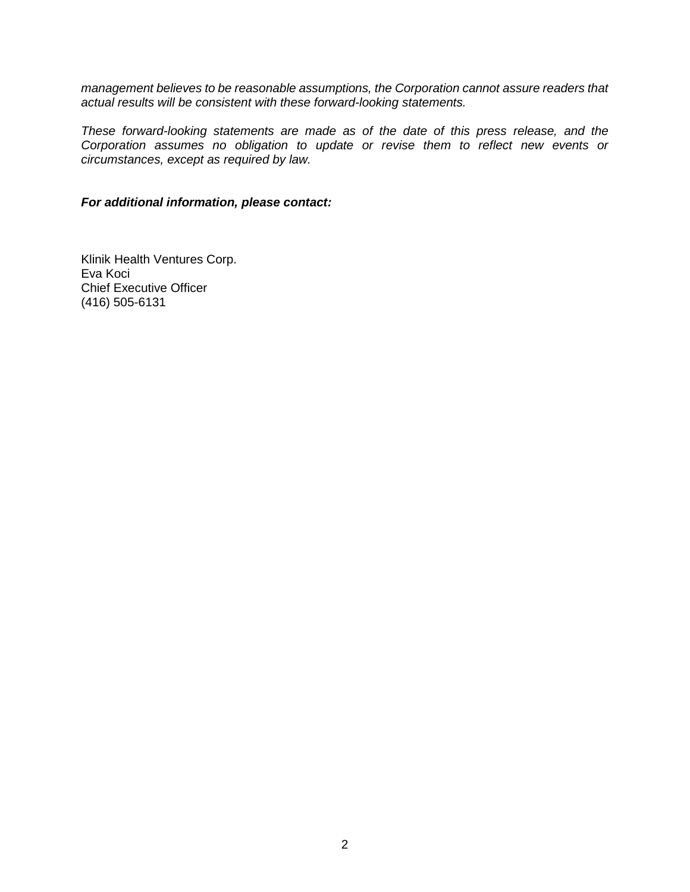*management believes to be reasonable assumptions, the Corporation cannot assure readers that actual results will be consistent with these forward-looking statements.*

*These forward-looking statements are made as of the date of this press release, and the Corporation assumes no obligation to update or revise them to reflect new events or circumstances, except as required by law.*

***For additional information, please contact:***

Klinik Health Ventures Corp.
Eva Koci
Chief Executive Officer
(416) 505-6131